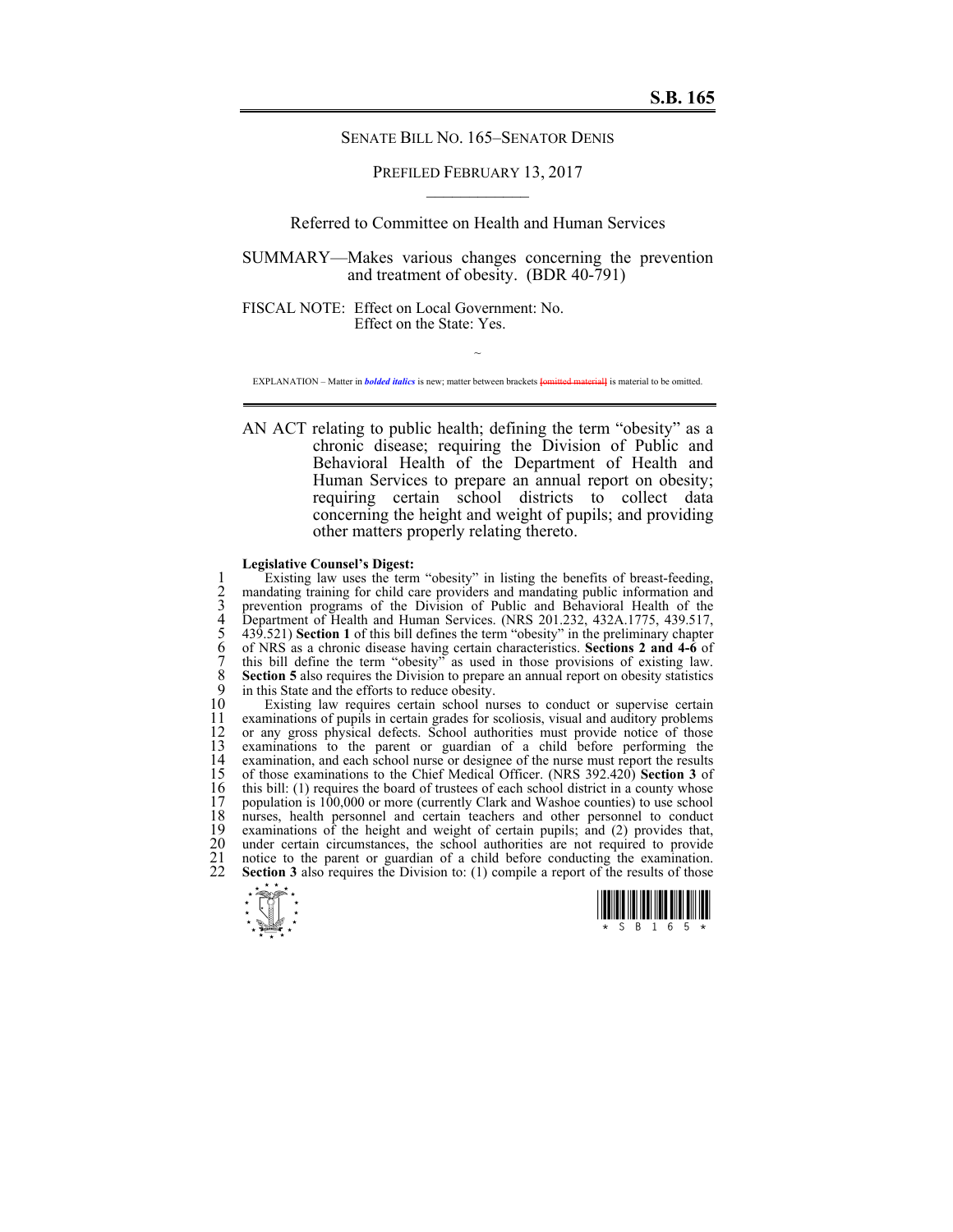**S.B. 165**

SENATE BILL NO. 165–SENATOR DENIS

PREFILED FEBRUARY 13, 2017

Referred to Committee on Health and Human Services

SUMMARY—Makes various changes concerning the prevention and treatment of obesity. (BDR 40-791)

FISCAL NOTE: Effect on Local Government: No.
Effect on the State: Yes.

~

EXPLANATION – Matter in ***bolded italics*** is new; matter between brackets [omitted material] is material to be omitted.

AN ACT relating to public health; defining the term "obesity" as a chronic disease; requiring the Division of Public and Behavioral Health of the Department of Health and Human Services to prepare an annual report on obesity; requiring certain school districts to collect data concerning the height and weight of pupils; and providing other matters properly relating thereto.

**Legislative Counsel's Digest:**

1 Existing law uses the term "obesity" in listing the benefits of breast-feeding,
2 mandating training for child care providers and mandating public information and
3 prevention programs of the Division of Public and Behavioral Health of the
4 Department of Health and Human Services. (NRS 201.232, 432A.1775, 439.517,
5 439.521) **Section 1** of this bill defines the term "obesity" in the preliminary chapter
6 of NRS as a chronic disease having certain characteristics. **Sections 2 and 4-6** of
7 this bill define the term "obesity" as used in those provisions of existing law.
8 **Section 5** also requires the Division to prepare an annual report on obesity statistics
9 in this State and the efforts to reduce obesity.
10 Existing law requires certain school nurses to conduct or supervise certain
11 examinations of pupils in certain grades for scoliosis, visual and auditory problems
12 or any gross physical defects. School authorities must provide notice of those
13 examinations to the parent or guardian of a child before performing the
14 examination, and each school nurse or designee of the nurse must report the results
15 of those examinations to the Chief Medical Officer. (NRS 392.420) **Section 3** of
16 this bill: (1) requires the board of trustees of each school district in a county whose
17 population is 100,000 or more (currently Clark and Washoe counties) to use school
18 nurses, health personnel and certain teachers and other personnel to conduct
19 examinations of the height and weight of certain pupils; and (2) provides that,
20 under certain circumstances, the school authorities are not required to provide
21 notice to the parent or guardian of a child before conducting the examination.
22 **Section 3** also requires the Division to: (1) compile a report of the results of those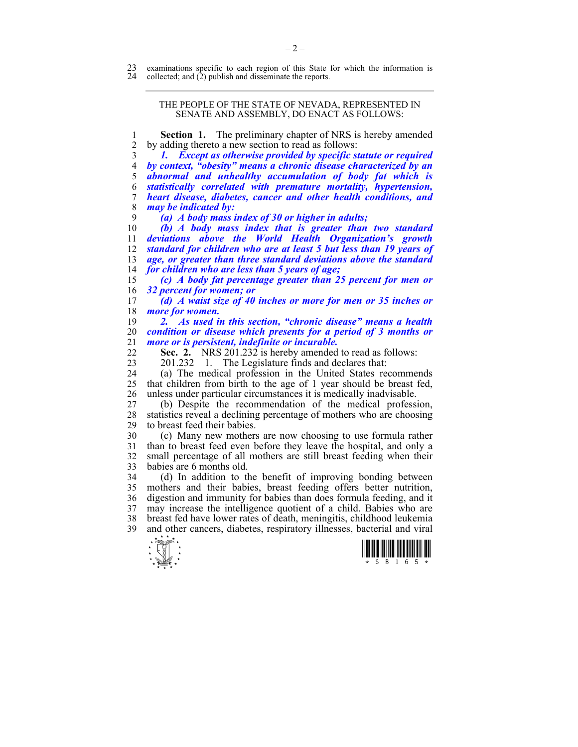examinations specific to each region of this State for which the information is collected; and (2) publish and disseminate the reports.

---

THE PEOPLE OF THE STATE OF NEVADA, REPRESENTED IN SENATE AND ASSEMBLY, DO ENACT AS FOLLOWS:

**Section 1.** The preliminary chapter of NRS is hereby amended by adding thereto a new section to read as follows:

***1. Except as otherwise provided by specific statute or required by context, "obesity" means a chronic disease characterized by an abnormal and unhealthy accumulation of body fat which is statistically correlated with premature mortality, hypertension, heart disease, diabetes, cancer and other health conditions, and may be indicated by:***

***(a) A body mass index of 30 or higher in adults;***

***(b) A body mass index that is greater than two standard deviations above the World Health Organization's growth standard for children who are at least 5 but less than 19 years of age, or greater than three standard deviations above the standard for children who are less than 5 years of age;***

***(c) A body fat percentage greater than 25 percent for men or 32 percent for women; or***

***(d) A waist size of 40 inches or more for men or 35 inches or more for women.***

***2. As used in this section, "chronic disease" means a health condition or disease which presents for a period of 3 months or more or is persistent, indefinite or incurable.***

**Sec. 2.** NRS 201.232 is hereby amended to read as follows:

201.232 1. The Legislature finds and declares that:

(a) The medical profession in the United States recommends that children from birth to the age of 1 year should be breast fed, unless under particular circumstances it is medically inadvisable.

(b) Despite the recommendation of the medical profession, statistics reveal a declining percentage of mothers who are choosing to breast feed their babies.

(c) Many new mothers are now choosing to use formula rather than to breast feed even before they leave the hospital, and only a small percentage of all mothers are still breast feeding when their babies are 6 months old.

(d) In addition to the benefit of improving bonding between mothers and their babies, breast feeding offers better nutrition, digestion and immunity for babies than does formula feeding, and it may increase the intelligence quotient of a child. Babies who are breast fed have lower rates of death, meningitis, childhood leukemia and other cancers, diabetes, respiratory illnesses, bacterial and viral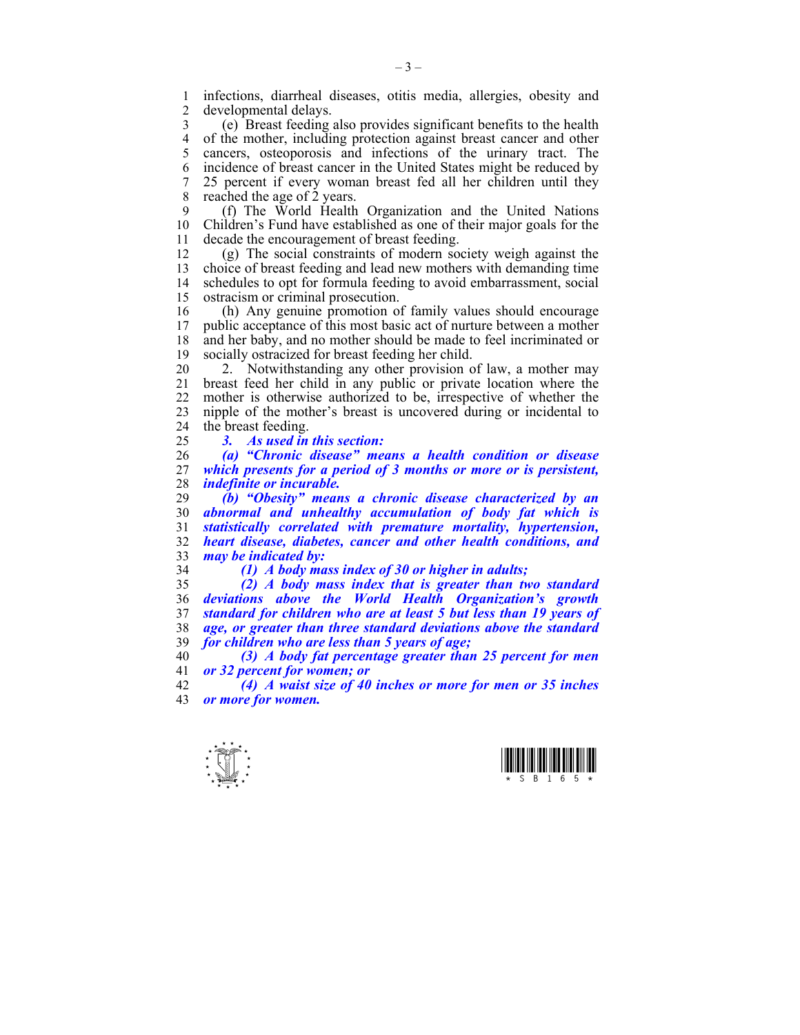infections, diarrheal diseases, otitis media, allergies, obesity and developmental delays.

(e) Breast feeding also provides significant benefits to the health of the mother, including protection against breast cancer and other cancers, osteoporosis and infections of the urinary tract. The incidence of breast cancer in the United States might be reduced by 25 percent if every woman breast fed all her children until they reached the age of 2 years.

(f) The World Health Organization and the United Nations Children's Fund have established as one of their major goals for the decade the encouragement of breast feeding.

(g) The social constraints of modern society weigh against the choice of breast feeding and lead new mothers with demanding time schedules to opt for formula feeding to avoid embarrassment, social ostracism or criminal prosecution.

(h) Any genuine promotion of family values should encourage public acceptance of this most basic act of nurture between a mother and her baby, and no mother should be made to feel incriminated or socially ostracized for breast feeding her child.

2. Notwithstanding any other provision of law, a mother may breast feed her child in any public or private location where the mother is otherwise authorized to be, irrespective of whether the nipple of the mother's breast is uncovered during or incidental to the breast feeding.

***3. As used in this section:***

***(a) "Chronic disease" means a health condition or disease which presents for a period of 3 months or more or is persistent, indefinite or incurable.***

***(b) "Obesity" means a chronic disease characterized by an abnormal and unhealthy accumulation of body fat which is statistically correlated with premature mortality, hypertension, heart disease, diabetes, cancer and other health conditions, and may be indicated by:***

***(1) A body mass index of 30 or higher in adults;***

***(2) A body mass index that is greater than two standard deviations above the World Health Organization's growth standard for children who are at least 5 but less than 19 years of age, or greater than three standard deviations above the standard for children who are less than 5 years of age;***

***(3) A body fat percentage greater than 25 percent for men or 32 percent for women; or***

***(4) A waist size of 40 inches or more for men or 35 inches or more for women.***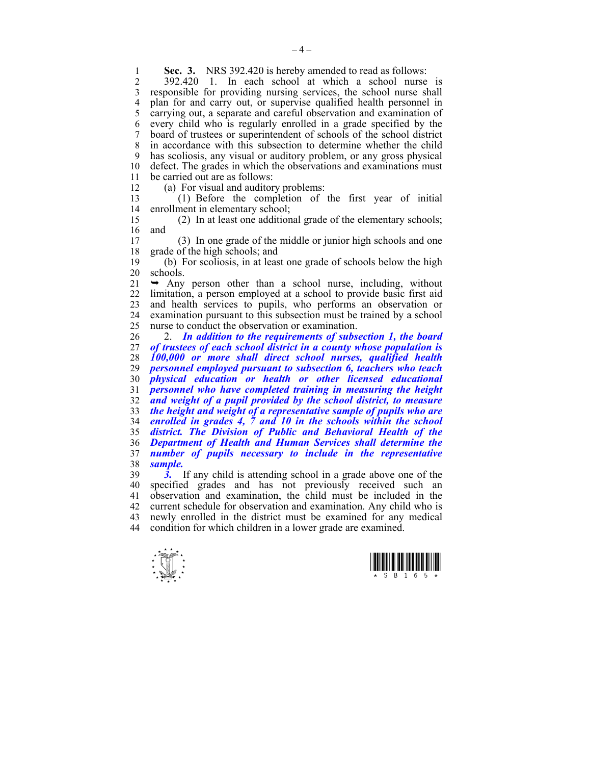**Sec. 3.** NRS 392.420 is hereby amended to read as follows:

392.420 1. In each school at which a school nurse is responsible for providing nursing services, the school nurse shall plan for and carry out, or supervise qualified health personnel in carrying out, a separate and careful observation and examination of every child who is regularly enrolled in a grade specified by the board of trustees or superintendent of schools of the school district in accordance with this subsection to determine whether the child has scoliosis, any visual or auditory problem, or any gross physical defect. The grades in which the observations and examinations must be carried out are as follows:

(a) For visual and auditory problems:

(1) Before the completion of the first year of initial enrollment in elementary school;

(2) In at least one additional grade of the elementary schools; and

(3) In one grade of the middle or junior high schools and one grade of the high schools; and

(b) For scoliosis, in at least one grade of schools below the high schools.

➥ Any person other than a school nurse, including, without limitation, a person employed at a school to provide basic first aid and health services to pupils, who performs an observation or examination pursuant to this subsection must be trained by a school nurse to conduct the observation or examination.

2. ***In addition to the requirements of subsection 1, the board of trustees of each school district in a county whose population is 100,000 or more shall direct school nurses, qualified health personnel employed pursuant to subsection 6, teachers who teach physical education or health or other licensed educational personnel who have completed training in measuring the height and weight of a pupil provided by the school district, to measure the height and weight of a representative sample of pupils who are enrolled in grades 4, 7 and 10 in the schools within the school district. The Division of Public and Behavioral Health of the Department of Health and Human Services shall determine the number of pupils necessary to include in the representative sample.***

***3.*** If any child is attending school in a grade above one of the specified grades and has not previously received such an observation and examination, the child must be included in the current schedule for observation and examination. Any child who is newly enrolled in the district must be examined for any medical condition for which children in a lower grade are examined.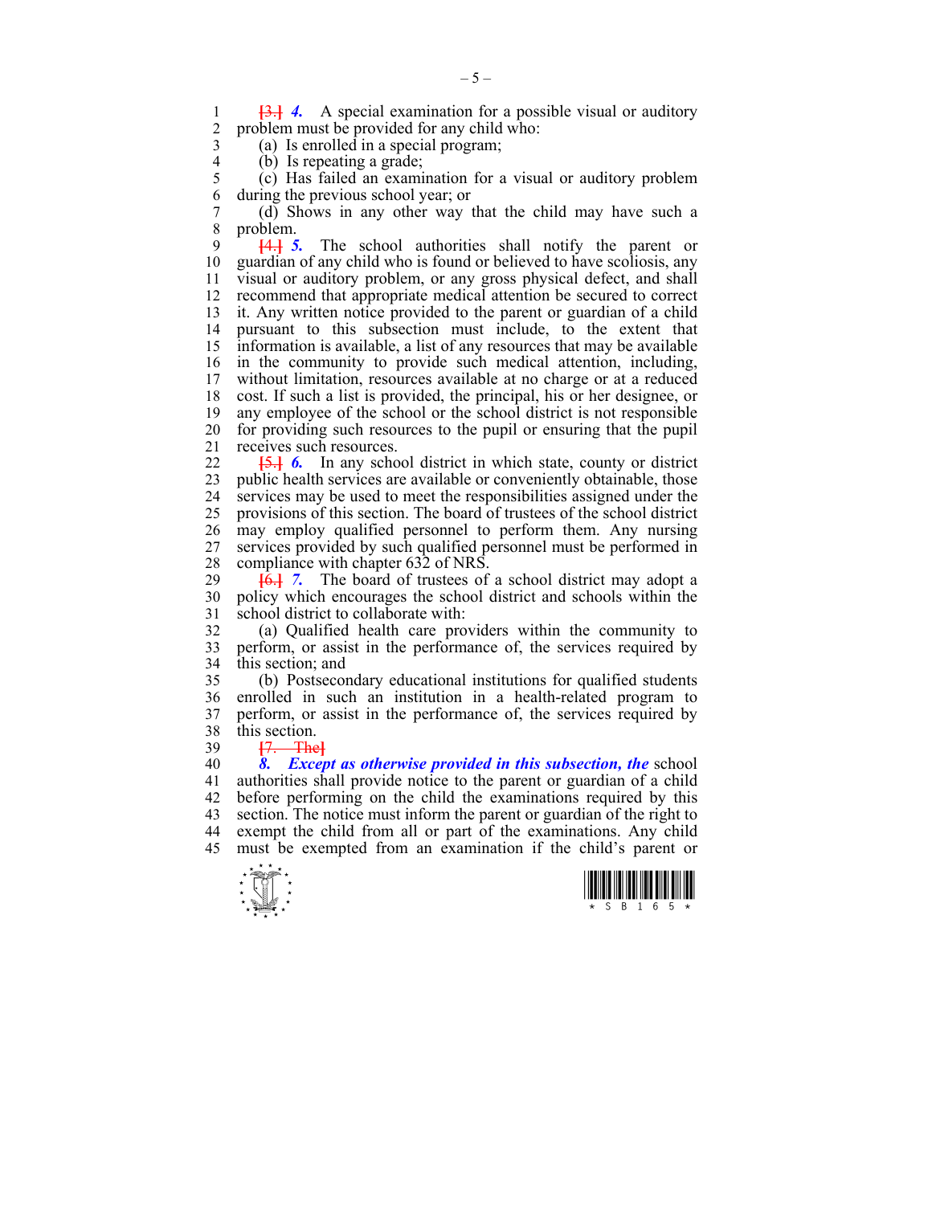~~[3.]~~ ***4.*** A special examination for a possible visual or auditory problem must be provided for any child who:

(a) Is enrolled in a special program;

(b) Is repeating a grade;

(c) Has failed an examination for a visual or auditory problem during the previous school year; or

(d) Shows in any other way that the child may have such a problem.

~~[4.]~~ ***5.*** The school authorities shall notify the parent or guardian of any child who is found or believed to have scoliosis, any visual or auditory problem, or any gross physical defect, and shall recommend that appropriate medical attention be secured to correct it. Any written notice provided to the parent or guardian of a child pursuant to this subsection must include, to the extent that information is available, a list of any resources that may be available in the community to provide such medical attention, including, without limitation, resources available at no charge or at a reduced cost. If such a list is provided, the principal, his or her designee, or any employee of the school or the school district is not responsible for providing such resources to the pupil or ensuring that the pupil receives such resources.

~~[5.]~~ ***6.*** In any school district in which state, county or district public health services are available or conveniently obtainable, those services may be used to meet the responsibilities assigned under the provisions of this section. The board of trustees of the school district may employ qualified personnel to perform them. Any nursing services provided by such qualified personnel must be performed in compliance with chapter 632 of NRS.

~~[6.]~~ ***7.*** The board of trustees of a school district may adopt a policy which encourages the school district and schools within the school district to collaborate with:

(a) Qualified health care providers within the community to perform, or assist in the performance of, the services required by this section; and

(b) Postsecondary educational institutions for qualified students enrolled in such an institution in a health-related program to perform, or assist in the performance of, the services required by this section.

~~[7. The]~~

***8. Except as otherwise provided in this subsection, the*** school authorities shall provide notice to the parent or guardian of a child before performing on the child the examinations required by this section. The notice must inform the parent or guardian of the right to exempt the child from all or part of the examinations. Any child must be exempted from an examination if the child's parent or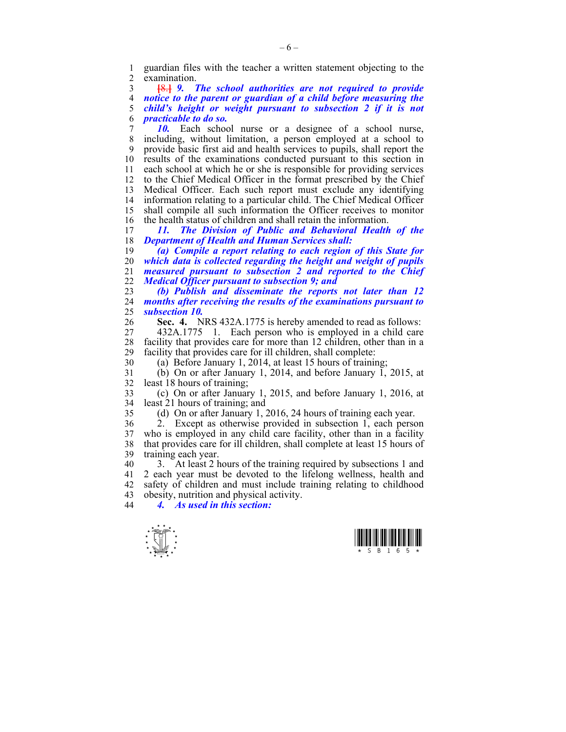guardian files with the teacher a written statement objecting to the examination.

~~[8.]~~ ***9. The school authorities are not required to provide notice to the parent or guardian of a child before measuring the child's height or weight pursuant to subsection 2 if it is not practicable to do so.***

***10.*** Each school nurse or a designee of a school nurse, including, without limitation, a person employed at a school to provide basic first aid and health services to pupils, shall report the results of the examinations conducted pursuant to this section in each school at which he or she is responsible for providing services to the Chief Medical Officer in the format prescribed by the Chief Medical Officer. Each such report must exclude any identifying information relating to a particular child. The Chief Medical Officer shall compile all such information the Officer receives to monitor the health status of children and shall retain the information.

***11. The Division of Public and Behavioral Health of the Department of Health and Human Services shall:***

***(a) Compile a report relating to each region of this State for which data is collected regarding the height and weight of pupils measured pursuant to subsection 2 and reported to the Chief Medical Officer pursuant to subsection 9; and***

***(b) Publish and disseminate the reports not later than 12 months after receiving the results of the examinations pursuant to subsection 10.***

**Sec. 4.** NRS 432A.1775 is hereby amended to read as follows:

432A.1775 1. Each person who is employed in a child care facility that provides care for more than 12 children, other than in a facility that provides care for ill children, shall complete:

(a) Before January 1, 2014, at least 15 hours of training;

(b) On or after January 1, 2014, and before January 1, 2015, at least 18 hours of training;

(c) On or after January 1, 2015, and before January 1, 2016, at least 21 hours of training; and

(d) On or after January 1, 2016, 24 hours of training each year.

2. Except as otherwise provided in subsection 1, each person who is employed in any child care facility, other than in a facility that provides care for ill children, shall complete at least 15 hours of training each year.

3. At least 2 hours of the training required by subsections 1 and 2 each year must be devoted to the lifelong wellness, health and safety of children and must include training relating to childhood obesity, nutrition and physical activity.

***4. As used in this section:***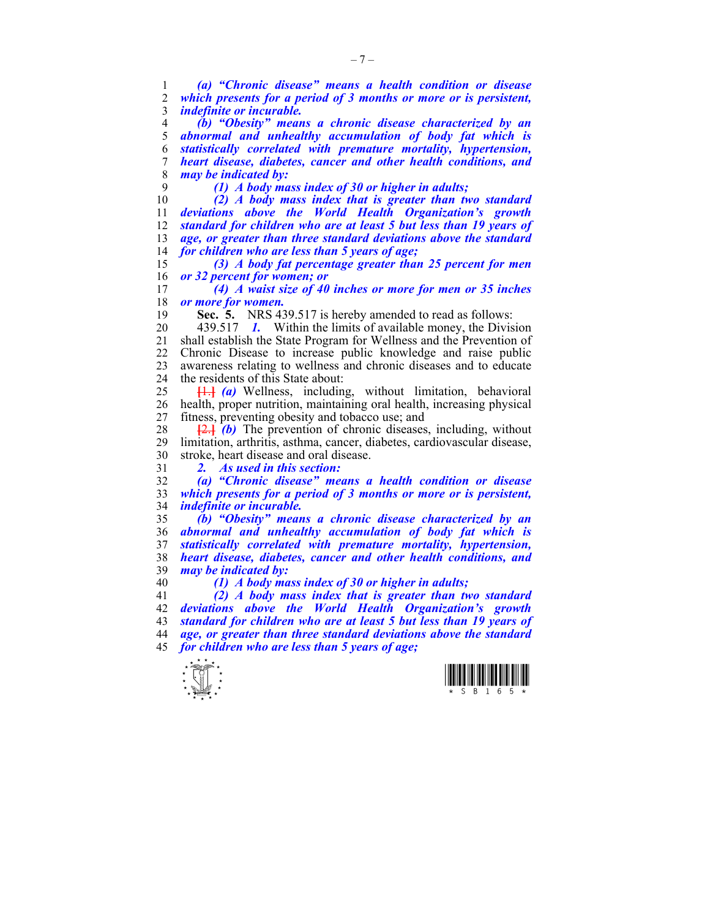***(a) "Chronic disease" means a health condition or disease which presents for a period of 3 months or more or is persistent, indefinite or incurable.***

***(b) "Obesity" means a chronic disease characterized by an abnormal and unhealthy accumulation of body fat which is statistically correlated with premature mortality, hypertension, heart disease, diabetes, cancer and other health conditions, and may be indicated by:***

***(1) A body mass index of 30 or higher in adults;***

***(2) A body mass index that is greater than two standard deviations above the World Health Organization's growth standard for children who are at least 5 but less than 19 years of age, or greater than three standard deviations above the standard for children who are less than 5 years of age;***

***(3) A body fat percentage greater than 25 percent for men or 32 percent for women; or***

***(4) A waist size of 40 inches or more for men or 35 inches or more for women.***

**Sec. 5.** NRS 439.517 is hereby amended to read as follows:

439.517 ***1.*** Within the limits of available money, the Division shall establish the State Program for Wellness and the Prevention of Chronic Disease to increase public knowledge and raise public awareness relating to wellness and chronic diseases and to educate the residents of this State about:

[1.] ***(a)*** Wellness, including, without limitation, behavioral health, proper nutrition, maintaining oral health, increasing physical fitness, preventing obesity and tobacco use; and

[2.] ***(b)*** The prevention of chronic diseases, including, without limitation, arthritis, asthma, cancer, diabetes, cardiovascular disease, stroke, heart disease and oral disease.

***2. As used in this section:***

***(a) "Chronic disease" means a health condition or disease which presents for a period of 3 months or more or is persistent, indefinite or incurable.***

***(b) "Obesity" means a chronic disease characterized by an abnormal and unhealthy accumulation of body fat which is statistically correlated with premature mortality, hypertension, heart disease, diabetes, cancer and other health conditions, and may be indicated by:***

***(1) A body mass index of 30 or higher in adults;***

***(2) A body mass index that is greater than two standard deviations above the World Health Organization's growth standard for children who are at least 5 but less than 19 years of age, or greater than three standard deviations above the standard for children who are less than 5 years of age;***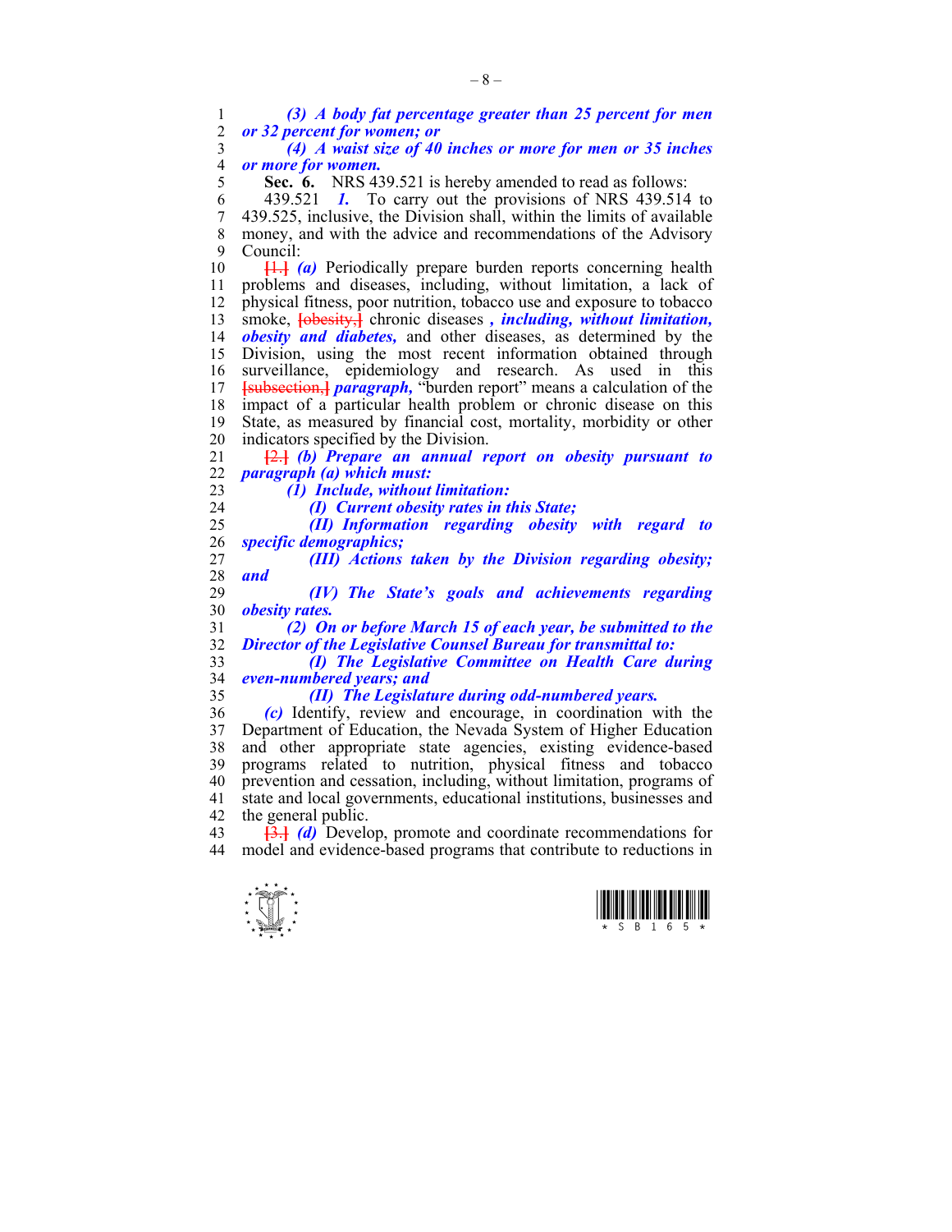*(3) A body fat percentage greater than 25 percent for men or 32 percent for women; or*

*(4) A waist size of 40 inches or more for men or 35 inches or more for women.*

**Sec. 6.** NRS 439.521 is hereby amended to read as follows:

439.521 *1.* To carry out the provisions of NRS 439.514 to 439.525, inclusive, the Division shall, within the limits of available money, and with the advice and recommendations of the Advisory Council:

[1.] *(a)* Periodically prepare burden reports concerning health problems and diseases, including, without limitation, a lack of physical fitness, poor nutrition, tobacco use and exposure to tobacco smoke, [obesity,] chronic diseases *, including, without limitation, obesity and diabetes,* and other diseases, as determined by the Division, using the most recent information obtained through surveillance, epidemiology and research. As used in this [subsection,] *paragraph,* "burden report" means a calculation of the impact of a particular health problem or chronic disease on this State, as measured by financial cost, mortality, morbidity or other indicators specified by the Division.

[2.] *(b) Prepare an annual report on obesity pursuant to paragraph (a) which must:*

*(1) Include, without limitation:*

*(I) Current obesity rates in this State;*

*(II) Information regarding obesity with regard to specific demographics;*

*(III) Actions taken by the Division regarding obesity; and*

*(IV) The State's goals and achievements regarding obesity rates.*

*(2) On or before March 15 of each year, be submitted to the Director of the Legislative Counsel Bureau for transmittal to:*

*(I) The Legislative Committee on Health Care during even-numbered years; and*

*(II) The Legislature during odd-numbered years.*

*(c)* Identify, review and encourage, in coordination with the Department of Education, the Nevada System of Higher Education and other appropriate state agencies, existing evidence-based programs related to nutrition, physical fitness and tobacco prevention and cessation, including, without limitation, programs of state and local governments, educational institutions, businesses and the general public.

[3.] *(d)* Develop, promote and coordinate recommendations for model and evidence-based programs that contribute to reductions in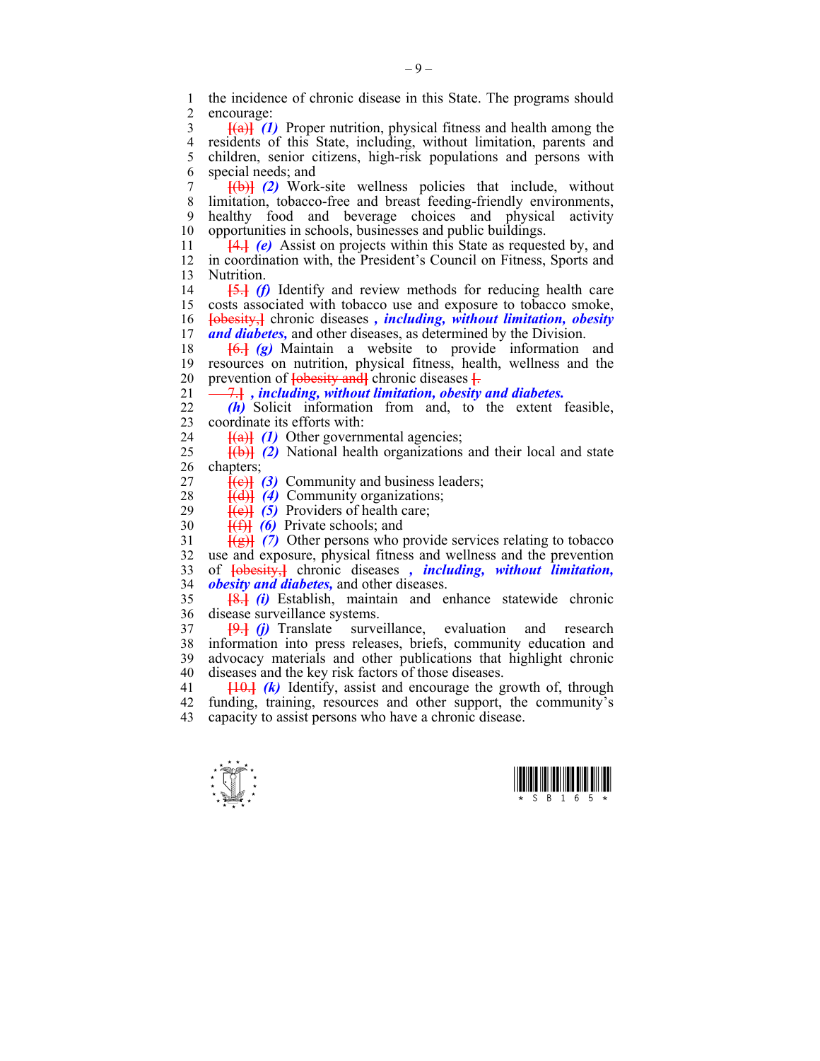the incidence of chronic disease in this State. The programs should encourage:

[(a)] *(1)* Proper nutrition, physical fitness and health among the residents of this State, including, without limitation, parents and children, senior citizens, high-risk populations and persons with special needs; and

[(b)] *(2)* Work-site wellness policies that include, without limitation, tobacco-free and breast feeding-friendly environments, healthy food and beverage choices and physical activity opportunities in schools, businesses and public buildings.

[4.] *(e)* Assist on projects within this State as requested by, and in coordination with, the President's Council on Fitness, Sports and Nutrition.

[5.] *(f)* Identify and review methods for reducing health care costs associated with tobacco use and exposure to tobacco smoke, [obesity,] chronic diseases ***, including, without limitation, obesity and diabetes,*** and other diseases, as determined by the Division.

[6.] *(g)* Maintain a website to provide information and resources on nutrition, physical fitness, health, wellness and the prevention of [obesity and] chronic diseases [.

7.] ***, including, without limitation, obesity and diabetes.***

***(h)*** Solicit information from and, to the extent feasible, coordinate its efforts with:

[(a)] *(1)* Other governmental agencies;

[(b)] *(2)* National health organizations and their local and state chapters;

[(c)] *(3)* Community and business leaders;

[(d)] *(4)* Community organizations;

[(e)] *(5)* Providers of health care;

[(f)] *(6)* Private schools; and

[(g)] *(7)* Other persons who provide services relating to tobacco use and exposure, physical fitness and wellness and the prevention of [obesity,] chronic diseases ***, including, without limitation, obesity and diabetes,*** and other diseases.

[8.] *(i)* Establish, maintain and enhance statewide chronic disease surveillance systems.

[9.] *(j)* Translate surveillance, evaluation and research information into press releases, briefs, community education and advocacy materials and other publications that highlight chronic diseases and the key risk factors of those diseases.

[10.] *(k)* Identify, assist and encourage the growth of, through funding, training, resources and other support, the community's capacity to assist persons who have a chronic disease.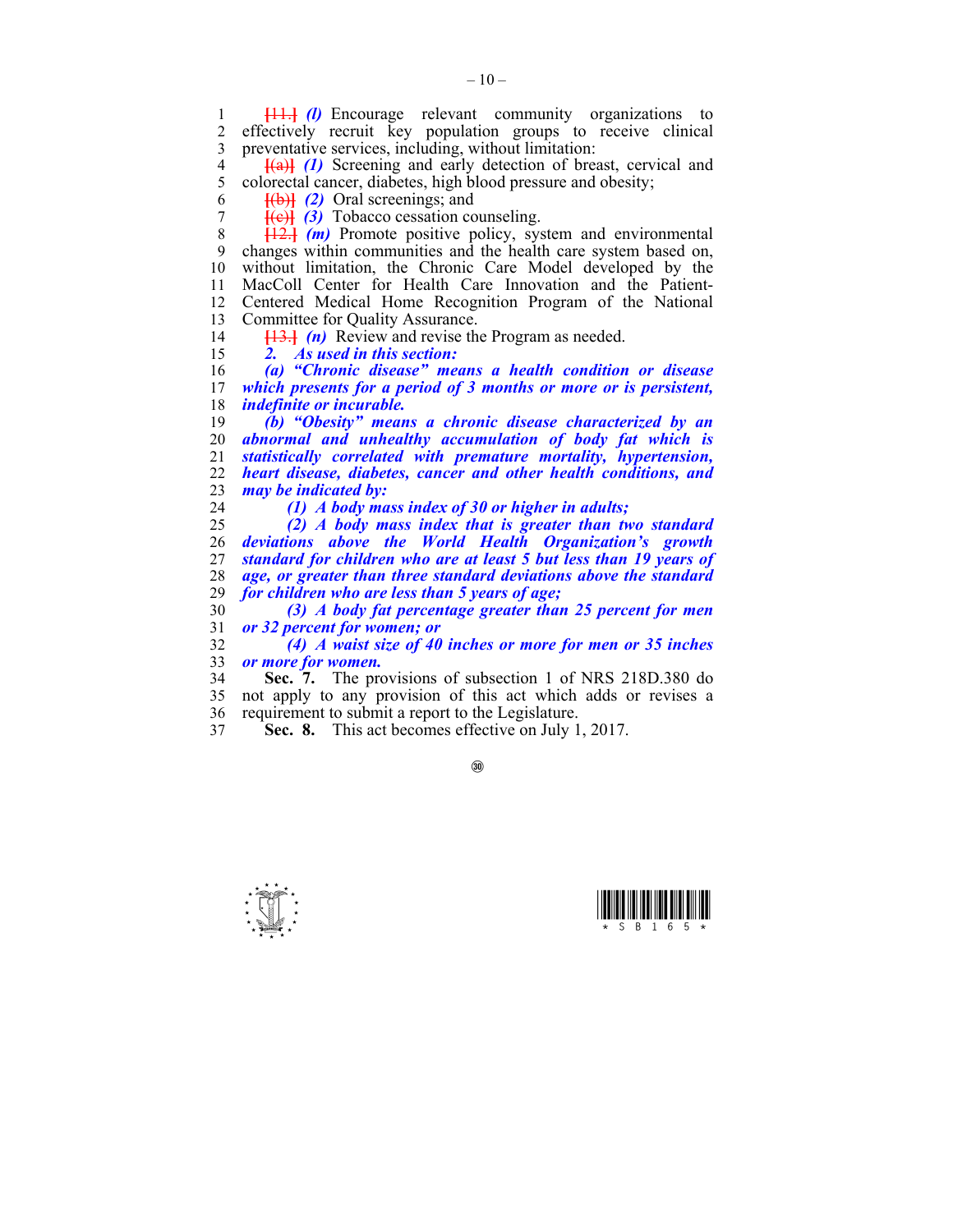[11.] *(l)* Encourage relevant community organizations to effectively recruit key population groups to receive clinical preventative services, including, without limitation:

[(a)] *(1)* Screening and early detection of breast, cervical and colorectal cancer, diabetes, high blood pressure and obesity;

[(b)] *(2)* Oral screenings; and

[(c)] *(3)* Tobacco cessation counseling.

[12.] *(m)* Promote positive policy, system and environmental changes within communities and the health care system based on, without limitation, the Chronic Care Model developed by the MacColl Center for Health Care Innovation and the Patient-Centered Medical Home Recognition Program of the National Committee for Quality Assurance.

[13.] *(n)* Review and revise the Program as needed.

***2. As used in this section:***

***(a) "Chronic disease" means a health condition or disease which presents for a period of 3 months or more or is persistent, indefinite or incurable.***

***(b) "Obesity" means a chronic disease characterized by an abnormal and unhealthy accumulation of body fat which is statistically correlated with premature mortality, hypertension, heart disease, diabetes, cancer and other health conditions, and may be indicated by:***

***(1) A body mass index of 30 or higher in adults;***

***(2) A body mass index that is greater than two standard deviations above the World Health Organization's growth standard for children who are at least 5 but less than 19 years of age, or greater than three standard deviations above the standard for children who are less than 5 years of age;***

***(3) A body fat percentage greater than 25 percent for men or 32 percent for women; or***

***(4) A waist size of 40 inches or more for men or 35 inches or more for women.***

**Sec. 7.** The provisions of subsection 1 of NRS 218D.380 do not apply to any provision of this act which adds or revises a requirement to submit a report to the Legislature.

**Sec. 8.** This act becomes effective on July 1, 2017.

⑳

\* S B 1 6 5 \*